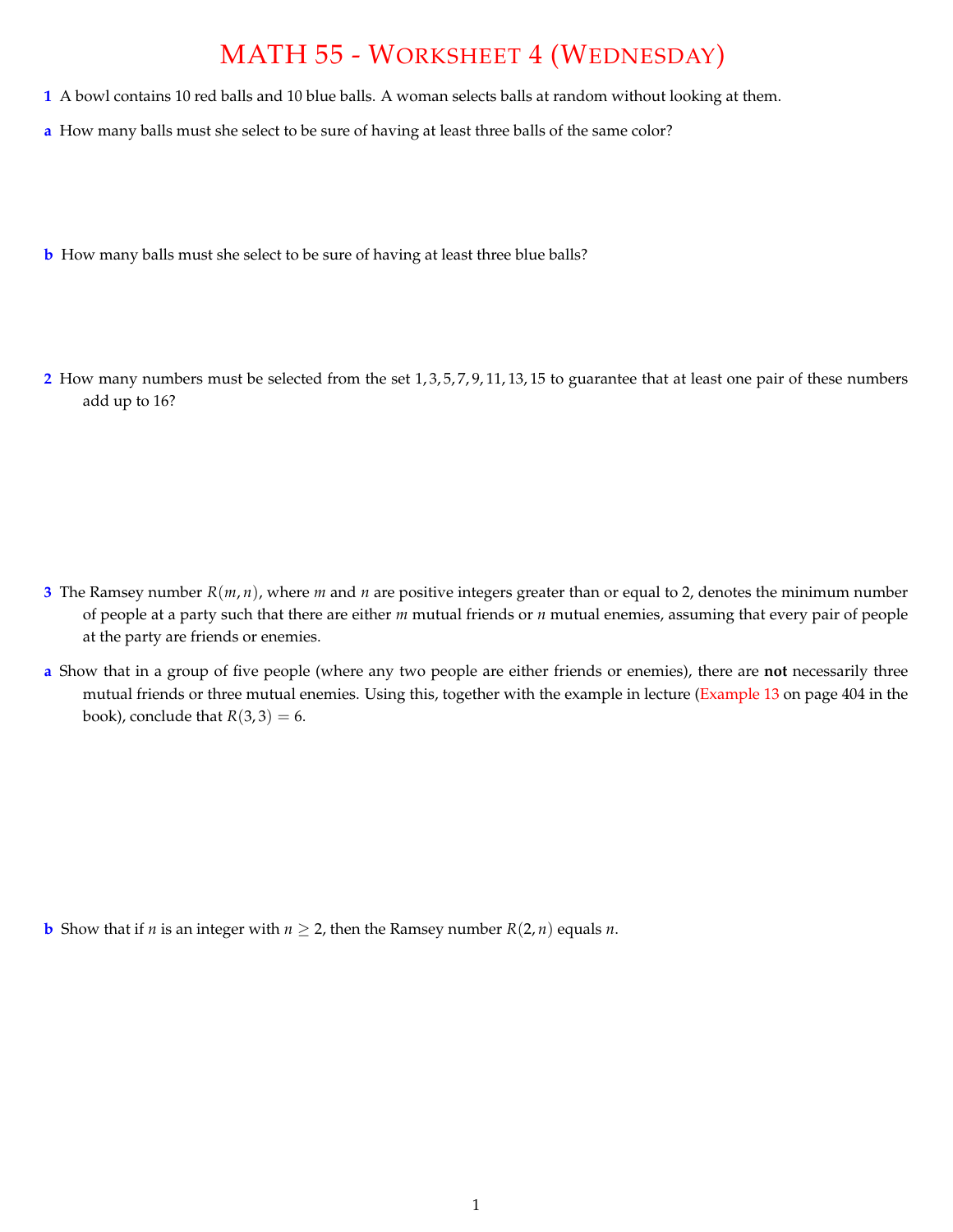# MATH 55 - Worksheet 4 (Wednesday)

**1** A bowl contains 10 red balls and 10 blue balls. A woman selects balls at random without looking at them.

**a** How many balls must she select to be sure of having at least three balls of the same color?

**b** How many balls must she select to be sure of having at least three blue balls?

**2** How many numbers must be selected from the set $1, 3, 5, 7, 9, 11, 13, 15$ to guarantee that at least one pair of these numbers add up to 16?

**3** The Ramsey number $R(m, n)$, where $m$ and $n$ are positive integers greater than or equal to 2, denotes the minimum number of people at a party such that there are either $m$ mutual friends or $n$ mutual enemies, assuming that every pair of people at the party are friends or enemies.

**a** Show that in a group of five people (where any two people are either friends or enemies), there are **not** necessarily three mutual friends or three mutual enemies. Using this, together with the example in lecture (Example 13 on page 404 in the book), conclude that $R(3, 3) = 6$.

**b** Show that if $n$ is an integer with $n \geq 2$, then the Ramsey number $R(2, n)$ equals $n$.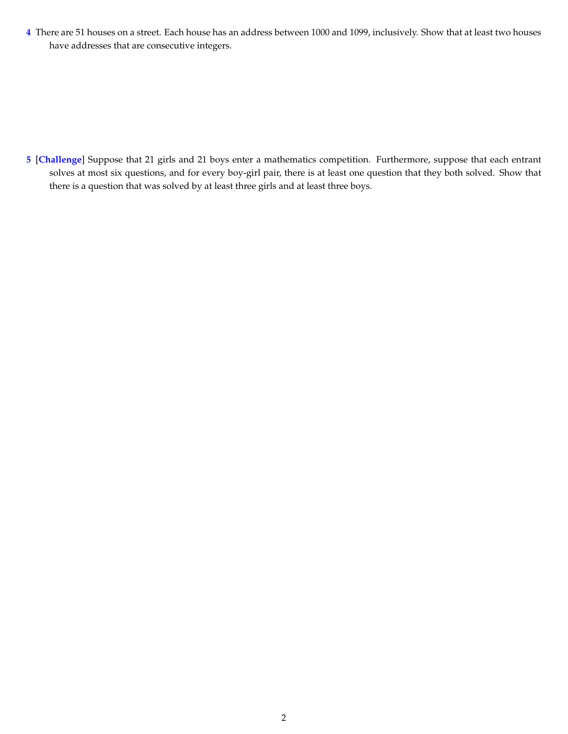**4** There are 51 houses on a street. Each house has an address between 1000 and 1099, inclusively. Show that at least two houses have addresses that are consecutive integers.

**5** [**Challenge**] Suppose that 21 girls and 21 boys enter a mathematics competition. Furthermore, suppose that each entrant solves at most six questions, and for every boy-girl pair, there is at least one question that they both solved. Show that there is a question that was solved by at least three girls and at least three boys.